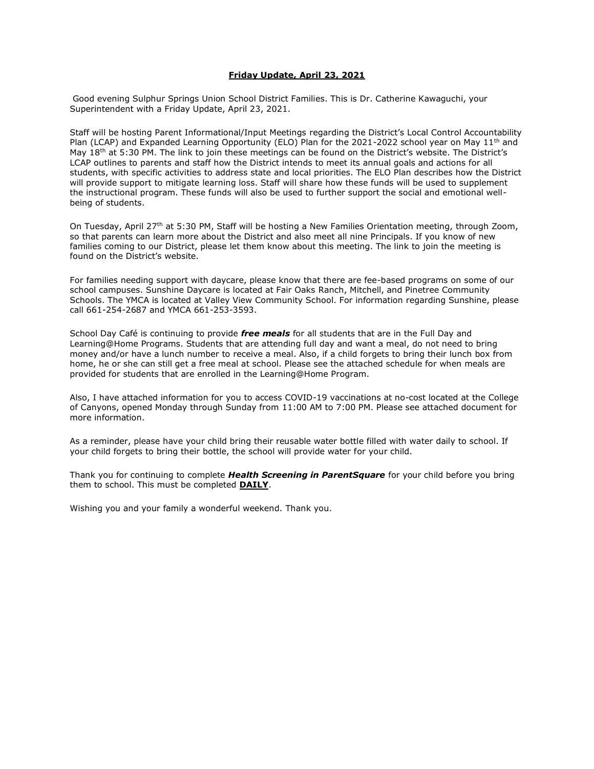**<u>Friday Update, April 23, 2021</u>**

Good evening Sulphur Springs Union School District Families. This is Dr. Catherine Kawaguchi, your Superintendent with a Friday Update, April 23, 2021.

Staff will be hosting Parent Informational/Input Meetings regarding the District's Local Control Accountability Plan (LCAP) and Expanded Learning Opportunity (ELO) Plan for the 2021-2022 school year on May 11th and May 18th at 5:30 PM. The link to join these meetings can be found on the District's website. The District's LCAP outlines to parents and staff how the District intends to meet its annual goals and actions for all students, with specific activities to address state and local priorities. The ELO Plan describes how the District will provide support to mitigate learning loss. Staff will share how these funds will be used to supplement the instructional program. These funds will also be used to further support the social and emotional well-being of students.

On Tuesday, April 27th at 5:30 PM, Staff will be hosting a New Families Orientation meeting, through Zoom, so that parents can learn more about the District and also meet all nine Principals. If you know of new families coming to our District, please let them know about this meeting. The link to join the meeting is found on the District's website.

For families needing support with daycare, please know that there are fee-based programs on some of our school campuses. Sunshine Daycare is located at Fair Oaks Ranch, Mitchell, and Pinetree Community Schools. The YMCA is located at Valley View Community School. For information regarding Sunshine, please call 661-254-2687 and YMCA 661-253-3593.

School Day Café is continuing to provide ***free meals*** for all students that are in the Full Day and Learning@Home Programs. Students that are attending full day and want a meal, do not need to bring money and/or have a lunch number to receive a meal. Also, if a child forgets to bring their lunch box from home, he or she can still get a free meal at school. Please see the attached schedule for when meals are provided for students that are enrolled in the Learning@Home Program.

Also, I have attached information for you to access COVID-19 vaccinations at no-cost located at the College of Canyons, opened Monday through Sunday from 11:00 AM to 7:00 PM. Please see attached document for more information.

As a reminder, please have your child bring their reusable water bottle filled with water daily to school. If your child forgets to bring their bottle, the school will provide water for your child.

Thank you for continuing to complete ***Health Screening in ParentSquare*** for your child before you bring them to school. This must be completed **<u>DAILY</u>**.

Wishing you and your family a wonderful weekend. Thank you.